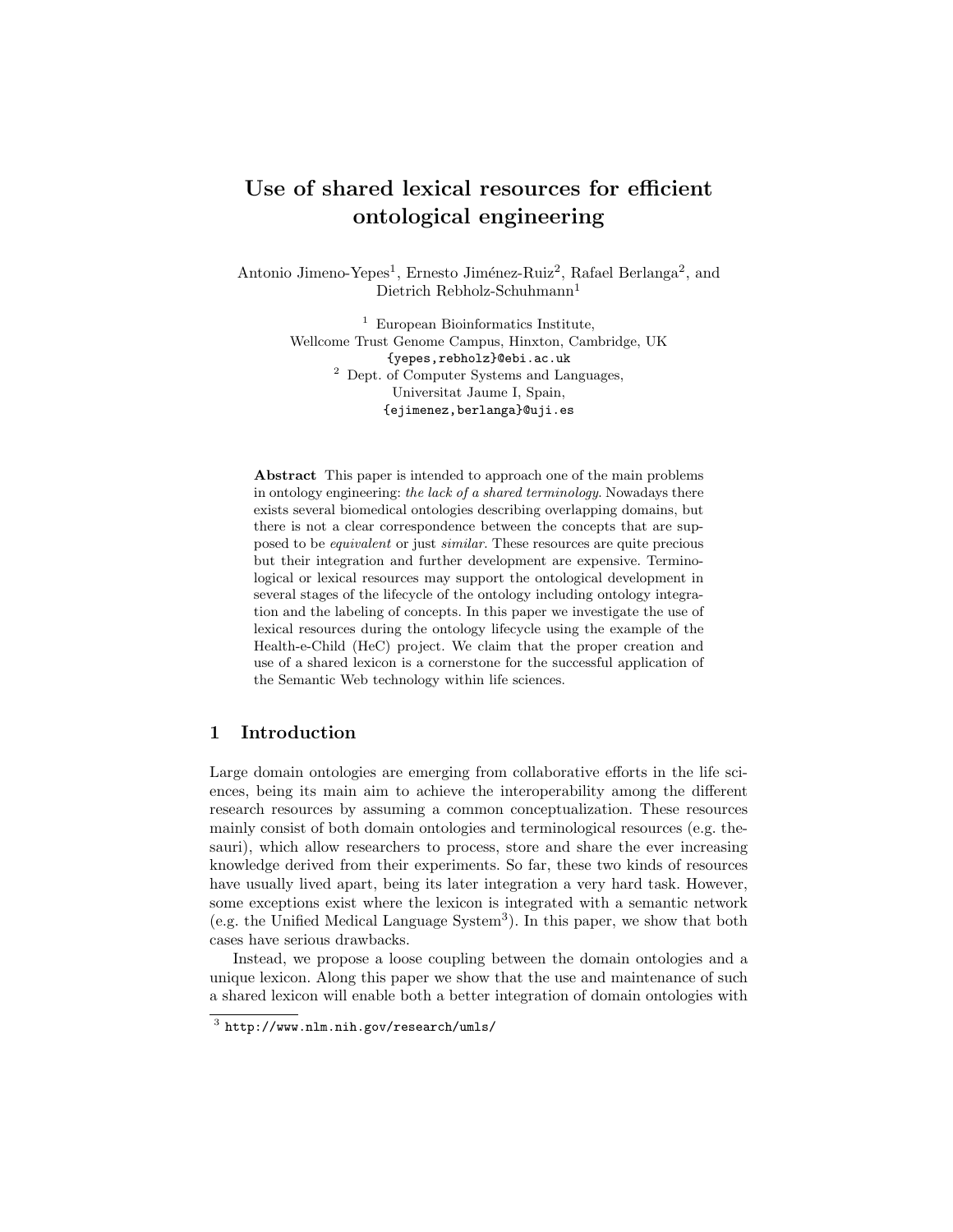# Use of shared lexical resources for efficient ontological engineering

Antonio Jimeno-Yepes[1], Ernesto Jiménez-Ruiz[2], Rafael Berlanga[2], and Dietrich Rebholz-Schuhmann[1]

[1] European Bioinformatics Institute, Wellcome Trust Genome Campus, Hinxton, Cambridge, UK
{yepes,rebholz}@ebi.ac.uk

[2] Dept. of Computer Systems and Languages, Universitat Jaume I, Spain,
{ejimenez,berlanga}@uji.es

**Abstract** This paper is intended to approach one of the main problems in ontology engineering: *the lack of a shared terminology*. Nowadays there exists several biomedical ontologies describing overlapping domains, but there is not a clear correspondence between the concepts that are supposed to be *equivalent* or just *similar*. These resources are quite precious but their integration and further development are expensive. Terminological or lexical resources may support the ontological development in several stages of the lifecycle of the ontology including ontology integration and the labeling of concepts. In this paper we investigate the use of lexical resources during the ontology lifecycle using the example of the Health-e-Child (HeC) project. We claim that the proper creation and use of a shared lexicon is a cornerstone for the successful application of the Semantic Web technology within life sciences.

## 1 Introduction

Large domain ontologies are emerging from collaborative efforts in the life sciences, being its main aim to achieve the interoperability among the different research resources by assuming a common conceptualization. These resources mainly consist of both domain ontologies and terminological resources (e.g. thesauri), which allow researchers to process, store and share the ever increasing knowledge derived from their experiments. So far, these two kinds of resources have usually lived apart, being its later integration a very hard task. However, some exceptions exist where the lexicon is integrated with a semantic network (e.g. the Unified Medical Language System[3]). In this paper, we show that both cases have serious drawbacks.

Instead, we propose a loose coupling between the domain ontologies and a unique lexicon. Along this paper we show that the use and maintenance of such a shared lexicon will enable both a better integration of domain ontologies with

[3] http://www.nlm.nih.gov/research/umls/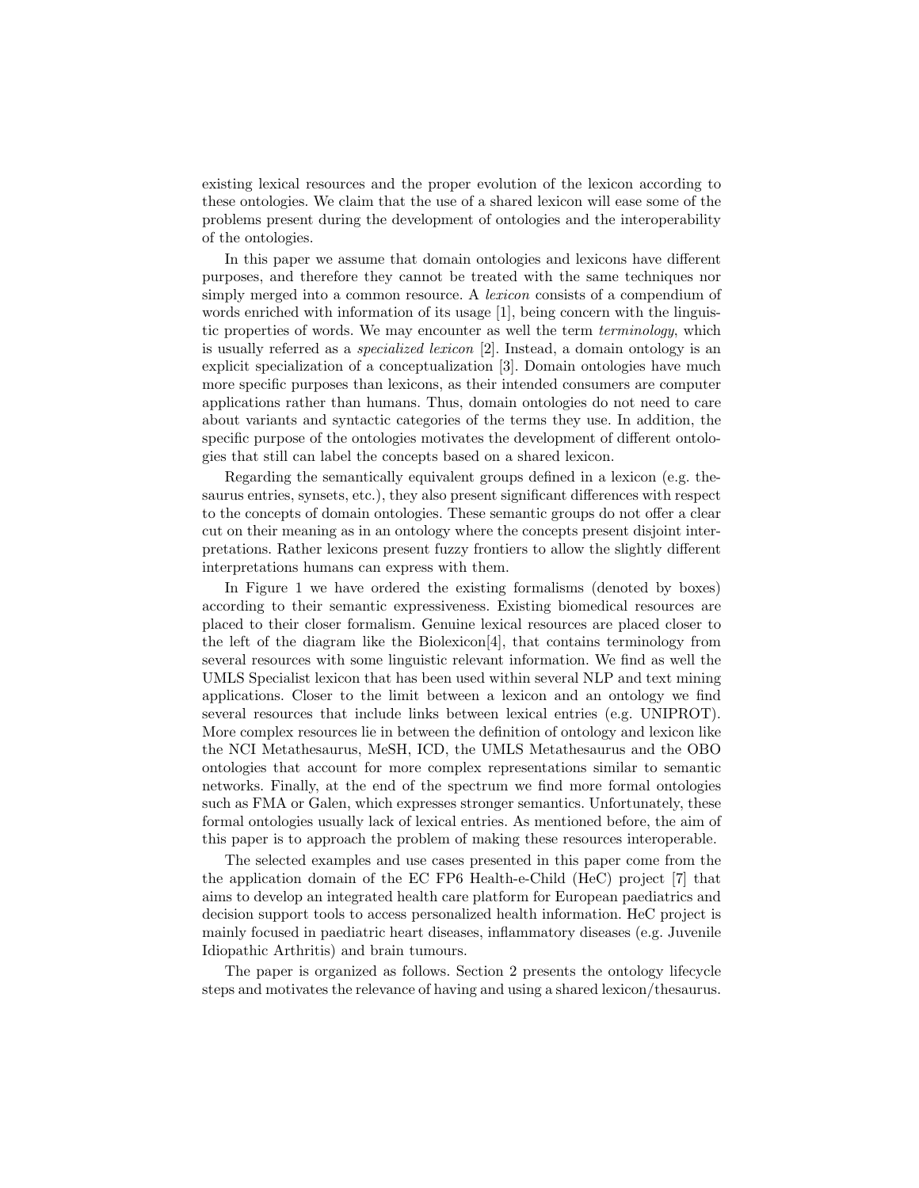existing lexical resources and the proper evolution of the lexicon according to these ontologies. We claim that the use of a shared lexicon will ease some of the problems present during the development of ontologies and the interoperability of the ontologies.

In this paper we assume that domain ontologies and lexicons have different purposes, and therefore they cannot be treated with the same techniques nor simply merged into a common resource. A *lexicon* consists of a compendium of words enriched with information of its usage [1], being concern with the linguistic properties of words. We may encounter as well the term *terminology*, which is usually referred as a *specialized lexicon* [2]. Instead, a domain ontology is an explicit specialization of a conceptualization [3]. Domain ontologies have much more specific purposes than lexicons, as their intended consumers are computer applications rather than humans. Thus, domain ontologies do not need to care about variants and syntactic categories of the terms they use. In addition, the specific purpose of the ontologies motivates the development of different ontologies that still can label the concepts based on a shared lexicon.

Regarding the semantically equivalent groups defined in a lexicon (e.g. thesaurus entries, synsets, etc.), they also present significant differences with respect to the concepts of domain ontologies. These semantic groups do not offer a clear cut on their meaning as in an ontology where the concepts present disjoint interpretations. Rather lexicons present fuzzy frontiers to allow the slightly different interpretations humans can express with them.

In Figure 1 we have ordered the existing formalisms (denoted by boxes) according to their semantic expressiveness. Existing biomedical resources are placed to their closer formalism. Genuine lexical resources are placed closer to the left of the diagram like the Biolexicon[4], that contains terminology from several resources with some linguistic relevant information. We find as well the UMLS Specialist lexicon that has been used within several NLP and text mining applications. Closer to the limit between a lexicon and an ontology we find several resources that include links between lexical entries (e.g. UNIPROT). More complex resources lie in between the definition of ontology and lexicon like the NCI Metathesaurus, MeSH, ICD, the UMLS Metathesaurus and the OBO ontologies that account for more complex representations similar to semantic networks. Finally, at the end of the spectrum we find more formal ontologies such as FMA or Galen, which expresses stronger semantics. Unfortunately, these formal ontologies usually lack of lexical entries. As mentioned before, the aim of this paper is to approach the problem of making these resources interoperable.

The selected examples and use cases presented in this paper come from the the application domain of the EC FP6 Health-e-Child (HeC) project [7] that aims to develop an integrated health care platform for European paediatrics and decision support tools to access personalized health information. HeC project is mainly focused in paediatric heart diseases, inflammatory diseases (e.g. Juvenile Idiopathic Arthritis) and brain tumours.

The paper is organized as follows. Section 2 presents the ontology lifecycle steps and motivates the relevance of having and using a shared lexicon/thesaurus.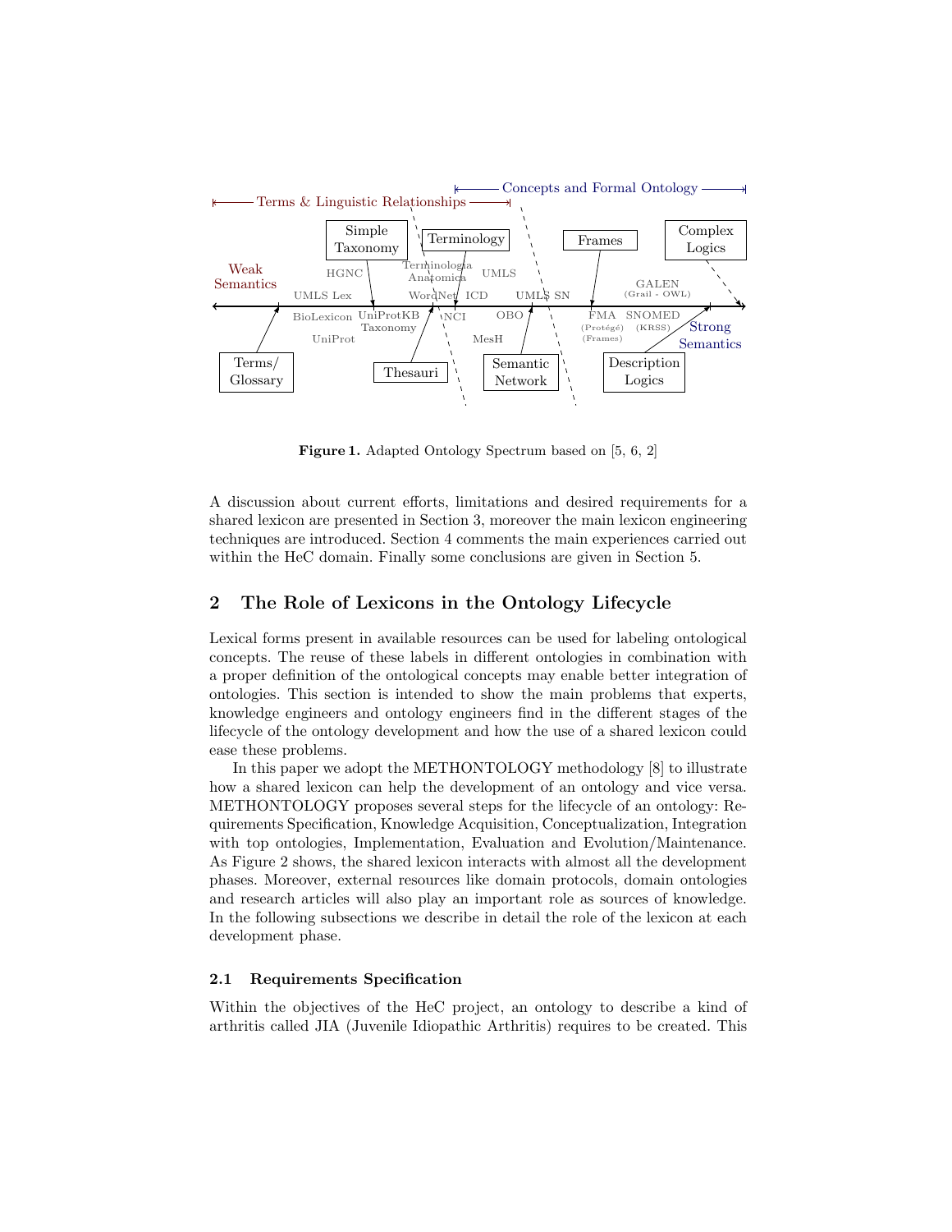**Figure 1.** Adapted Ontology Spectrum based on [5, 6, 2]

A discussion about current efforts, limitations and desired requirements for a shared lexicon are presented in Section 3, moreover the main lexicon engineering techniques are introduced. Section 4 comments the main experiences carried out within the HeC domain. Finally some conclusions are given in Section 5.

## 2 The Role of Lexicons in the Ontology Lifecycle

Lexical forms present in available resources can be used for labeling ontological concepts. The reuse of these labels in different ontologies in combination with a proper definition of the ontological concepts may enable better integration of ontologies. This section is intended to show the main problems that experts, knowledge engineers and ontology engineers find in the different stages of the lifecycle of the ontology development and how the use of a shared lexicon could ease these problems.

In this paper we adopt the METHONTOLOGY methodology [8] to illustrate how a shared lexicon can help the development of an ontology and vice versa. METHONTOLOGY proposes several steps for the lifecycle of an ontology: Requirements Specification, Knowledge Acquisition, Conceptualization, Integration with top ontologies, Implementation, Evaluation and Evolution/Maintenance. As Figure 2 shows, the shared lexicon interacts with almost all the development phases. Moreover, external resources like domain protocols, domain ontologies and research articles will also play an important role as sources of knowledge. In the following subsections we describe in detail the role of the lexicon at each development phase.

### 2.1 Requirements Specification

Within the objectives of the HeC project, an ontology to describe a kind of arthritis called JIA (Juvenile Idiopathic Arthritis) requires to be created. This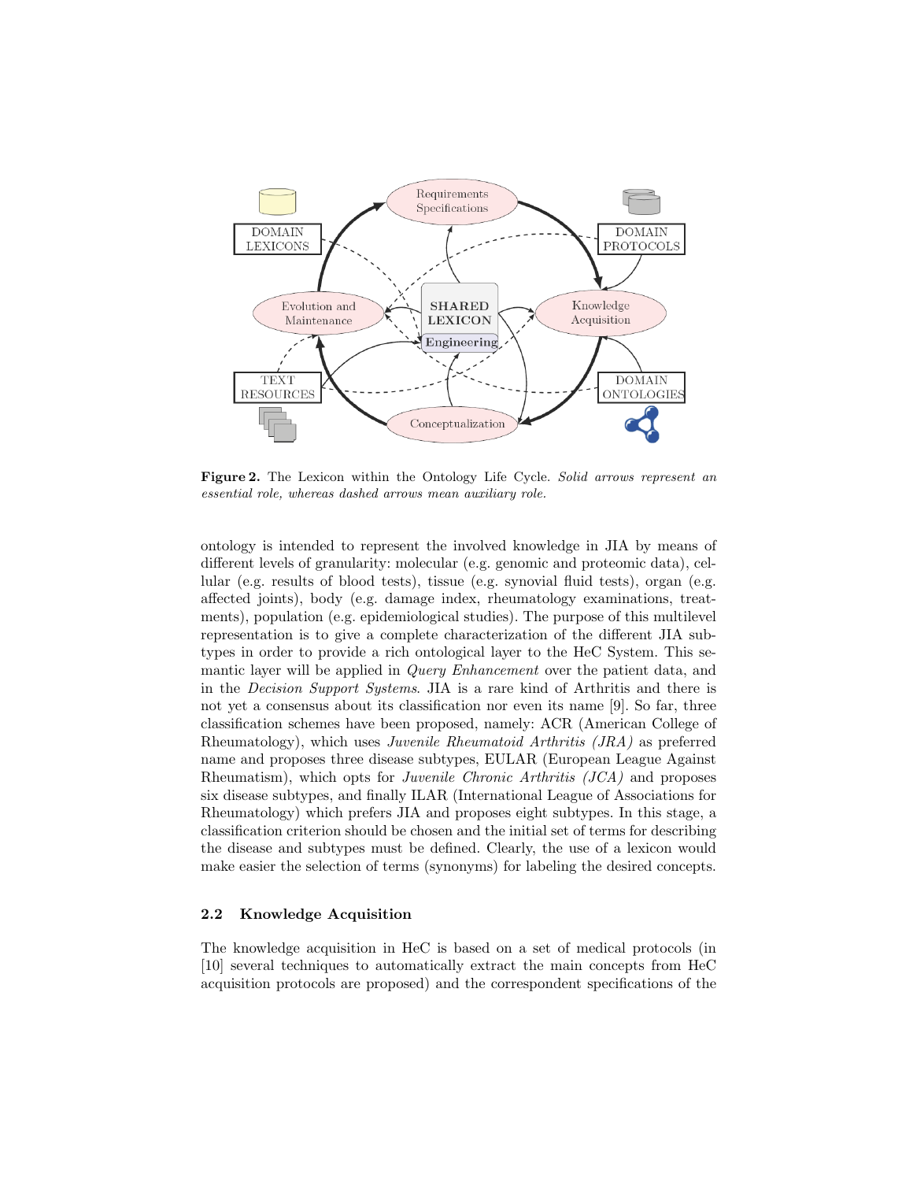**Figure 2.** The Lexicon within the Ontology Life Cycle. *Solid arrows represent an essential role, whereas dashed arrows mean auxiliary role.*

ontology is intended to represent the involved knowledge in JIA by means of different levels of granularity: molecular (e.g. genomic and proteomic data), cellular (e.g. results of blood tests), tissue (e.g. synovial fluid tests), organ (e.g. affected joints), body (e.g. damage index, rheumatology examinations, treatments), population (e.g. epidemiological studies). The purpose of this multilevel representation is to give a complete characterization of the different JIA subtypes in order to provide a rich ontological layer to the HeC System. This semantic layer will be applied in *Query Enhancement* over the patient data, and in the *Decision Support Systems*. JIA is a rare kind of Arthritis and there is not yet a consensus about its classification nor even its name [9]. So far, three classification schemes have been proposed, namely: ACR (American College of Rheumatology), which uses *Juvenile Rheumatoid Arthritis (JRA)* as preferred name and proposes three disease subtypes, EULAR (European League Against Rheumatism), which opts for *Juvenile Chronic Arthritis (JCA)* and proposes six disease subtypes, and finally ILAR (International League of Associations for Rheumatology) which prefers JIA and proposes eight subtypes. In this stage, a classification criterion should be chosen and the initial set of terms for describing the disease and subtypes must be defined. Clearly, the use of a lexicon would make easier the selection of terms (synonyms) for labeling the desired concepts.

### 2.2 Knowledge Acquisition

The knowledge acquisition in HeC is based on a set of medical protocols (in [10] several techniques to automatically extract the main concepts from HeC acquisition protocols are proposed) and the correspondent specifications of the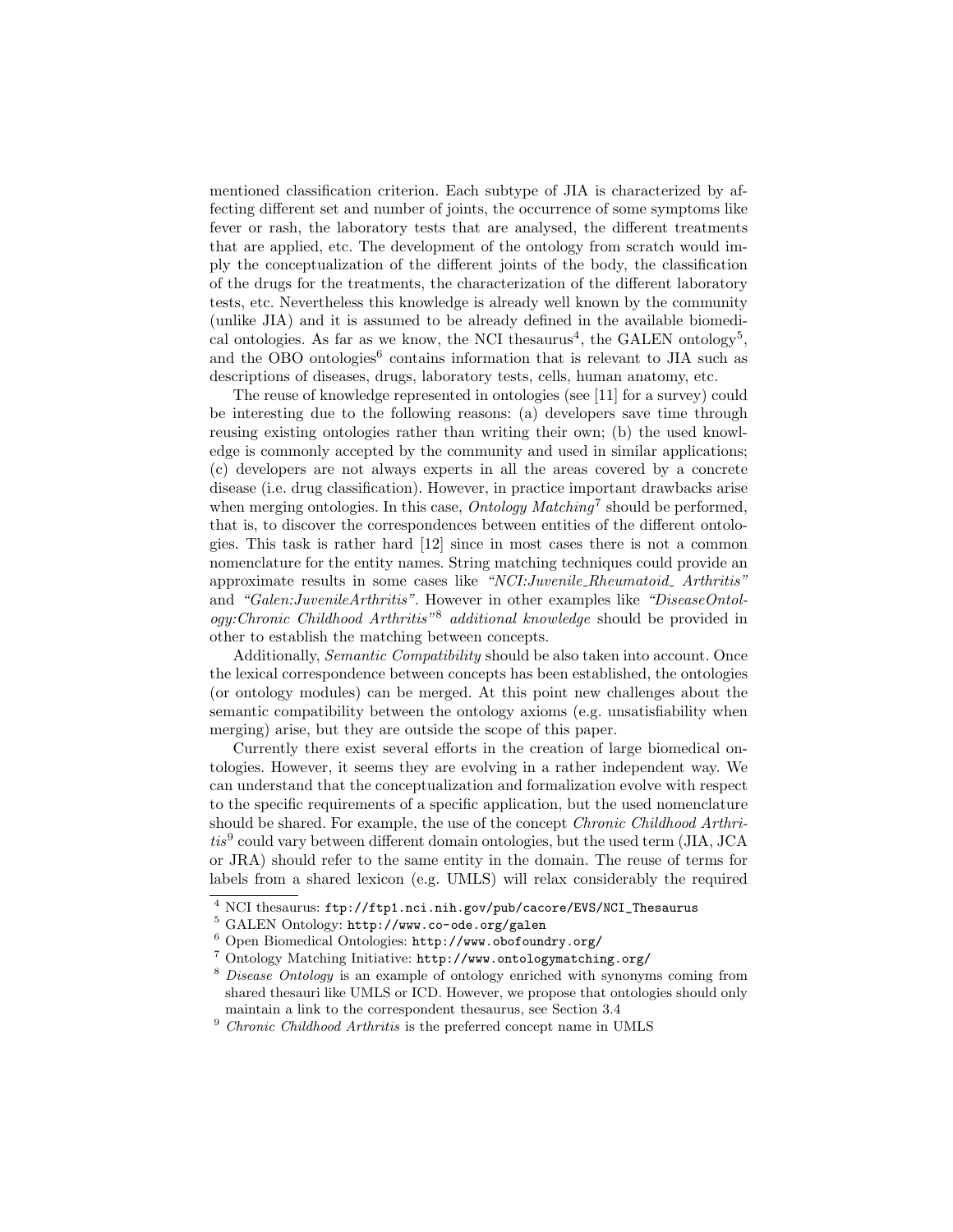mentioned classification criterion. Each subtype of JIA is characterized by affecting different set and number of joints, the occurrence of some symptoms like fever or rash, the laboratory tests that are analysed, the different treatments that are applied, etc. The development of the ontology from scratch would imply the conceptualization of the different joints of the body, the classification of the drugs for the treatments, the characterization of the different laboratory tests, etc. Nevertheless this knowledge is already well known by the community (unlike JIA) and it is assumed to be already defined in the available biomedical ontologies. As far as we know, the NCI thesaurus[4], the GALEN ontology[5], and the OBO ontologies[6] contains information that is relevant to JIA such as descriptions of diseases, drugs, laboratory tests, cells, human anatomy, etc.

The reuse of knowledge represented in ontologies (see [11] for a survey) could be interesting due to the following reasons: (a) developers save time through reusing existing ontologies rather than writing their own; (b) the used knowledge is commonly accepted by the community and used in similar applications; (c) developers are not always experts in all the areas covered by a concrete disease (i.e. drug classification). However, in practice important drawbacks arise when merging ontologies. In this case, *Ontology Matching*[7] should be performed, that is, to discover the correspondences between entities of the different ontologies. This task is rather hard [12] since in most cases there is not a common nomenclature for the entity names. String matching techniques could provide an approximate results in some cases like *"NCI:Juvenile_Rheumatoid_ Arthritis"* and *"Galen:JuvenileArthritis"*. However in other examples like *"DiseaseOntology:Chronic Childhood Arthritis"*[8] *additional knowledge* should be provided in other to establish the matching between concepts.

Additionally, *Semantic Compatibility* should be also taken into account. Once the lexical correspondence between concepts has been established, the ontologies (or ontology modules) can be merged. At this point new challenges about the semantic compatibility between the ontology axioms (e.g. unsatisfiability when merging) arise, but they are outside the scope of this paper.

Currently there exist several efforts in the creation of large biomedical ontologies. However, it seems they are evolving in a rather independent way. We can understand that the conceptualization and formalization evolve with respect to the specific requirements of a specific application, but the used nomenclature should be shared. For example, the use of the concept *Chronic Childhood Arthritis*[9] could vary between different domain ontologies, but the used term (JIA, JCA or JRA) should refer to the same entity in the domain. The reuse of terms for labels from a shared lexicon (e.g. UMLS) will relax considerably the required

---

[4] NCI thesaurus: `ftp://ftp1.nci.nih.gov/pub/cacore/EVS/NCI_Thesaurus`

[5] GALEN Ontology: `http://www.co-ode.org/galen`

[6] Open Biomedical Ontologies: `http://www.obofoundry.org/`

[7] Ontology Matching Initiative: `http://www.ontologymatching.org/`

[8] *Disease Ontology* is an example of ontology enriched with synonyms coming from shared thesauri like UMLS or ICD. However, we propose that ontologies should only maintain a link to the correspondent thesaurus, see Section 3.4

[9] *Chronic Childhood Arthritis* is the preferred concept name in UMLS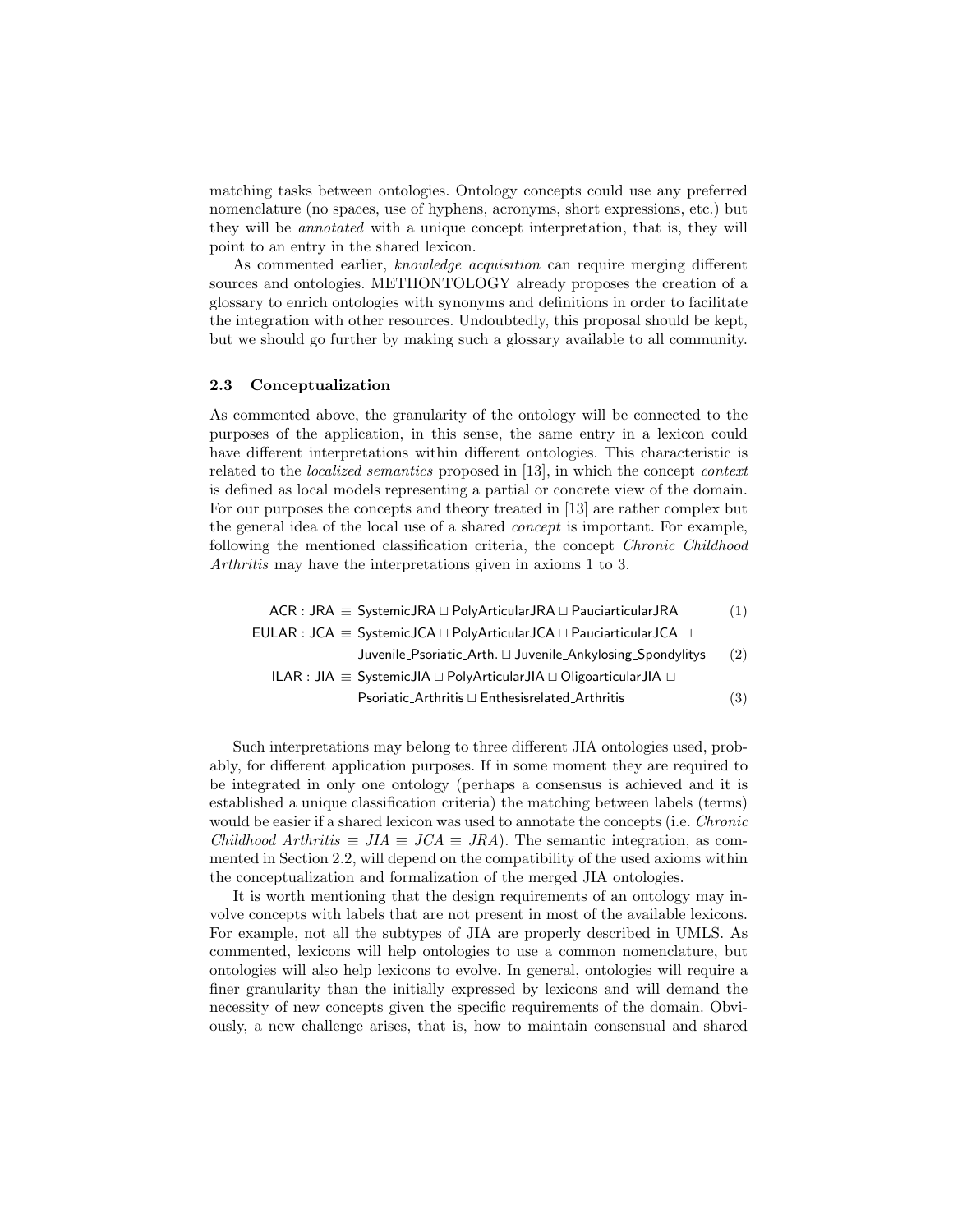matching tasks between ontologies. Ontology concepts could use any preferred nomenclature (no spaces, use of hyphens, acronyms, short expressions, etc.) but they will be *annotated* with a unique concept interpretation, that is, they will point to an entry in the shared lexicon.

As commented earlier, *knowledge acquisition* can require merging different sources and ontologies. METHONTOLOGY already proposes the creation of a glossary to enrich ontologies with synonyms and definitions in order to facilitate the integration with other resources. Undoubtedly, this proposal should be kept, but we should go further by making such a glossary available to all community.

### 2.3 Conceptualization

As commented above, the granularity of the ontology will be connected to the purposes of the application, in this sense, the same entry in a lexicon could have different interpretations within different ontologies. This characteristic is related to the *localized semantics* proposed in [13], in which the concept *context* is defined as local models representing a partial or concrete view of the domain. For our purposes the concepts and theory treated in [13] are rather complex but the general idea of the local use of a shared *concept* is important. For example, following the mentioned classification criteria, the concept *Chronic Childhood Arthritis* may have the interpretations given in axioms 1 to 3.

$$\mathsf{ACR : JRA} \equiv \mathsf{SystemicJRA} \sqcup \mathsf{PolyArticularJRA} \sqcup \mathsf{PauciarticularJRA} \quad (1)$$

$$\mathsf{EULAR : JCA} \equiv \mathsf{SystemicJCA} \sqcup \mathsf{PolyArticularJCA} \sqcup \mathsf{PauciarticularJCA} \sqcup \mathsf{Juvenile\_Psoriatic\_Arth.} \sqcup \mathsf{Juvenile\_Ankylosing\_Spondylitys} \quad (2)$$

$$\mathsf{ILAR : JIA} \equiv \mathsf{SystemicJIA} \sqcup \mathsf{PolyArticularJIA} \sqcup \mathsf{OligoarticularJIA} \sqcup \mathsf{Psoriatic\_Arthritis} \sqcup \mathsf{Enthesisrelated\_Arthritis} \quad (3)$$

Such interpretations may belong to three different JIA ontologies used, probably, for different application purposes. If in some moment they are required to be integrated in only one ontology (perhaps a consensus is achieved and it is established a unique classification criteria) the matching between labels (terms) would be easier if a shared lexicon was used to annotate the concepts (i.e. *Chronic Childhood Arthritis* $\equiv$ *JIA* $\equiv$ *JCA* $\equiv$ *JRA*). The semantic integration, as commented in Section 2.2, will depend on the compatibility of the used axioms within the conceptualization and formalization of the merged JIA ontologies.

It is worth mentioning that the design requirements of an ontology may involve concepts with labels that are not present in most of the available lexicons. For example, not all the subtypes of JIA are properly described in UMLS. As commented, lexicons will help ontologies to use a common nomenclature, but ontologies will also help lexicons to evolve. In general, ontologies will require a finer granularity than the initially expressed by lexicons and will demand the necessity of new concepts given the specific requirements of the domain. Obviously, a new challenge arises, that is, how to maintain consensual and shared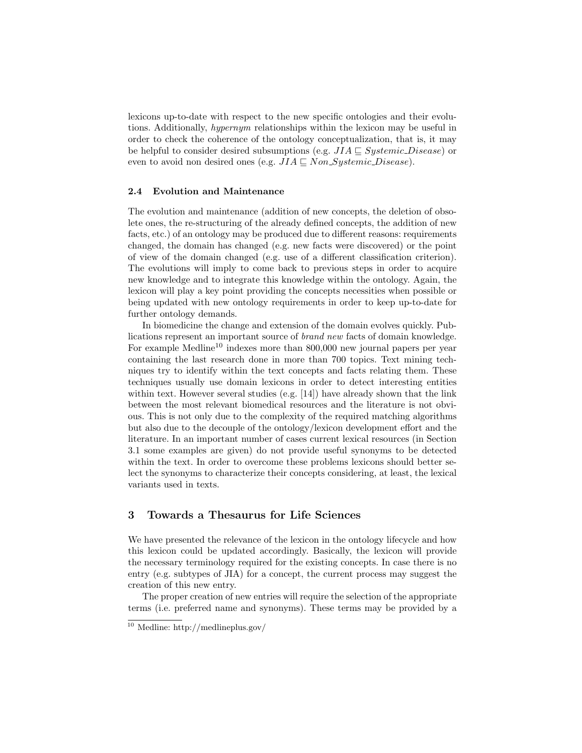lexicons up-to-date with respect to the new specific ontologies and their evolutions. Additionally, *hypernym* relationships within the lexicon may be useful in order to check the coherence of the ontology conceptualization, that is, it may be helpful to consider desired subsumptions (e.g. $JIA \sqsubseteq Systemic\_Disease$) or even to avoid non desired ones (e.g. $JIA \sqsubseteq Non\_Systemic\_Disease$).

### 2.4 Evolution and Maintenance

The evolution and maintenance (addition of new concepts, the deletion of obsolete ones, the re-structuring of the already defined concepts, the addition of new facts, etc.) of an ontology may be produced due to different reasons: requirements changed, the domain has changed (e.g. new facts were discovered) or the point of view of the domain changed (e.g. use of a different classification criterion). The evolutions will imply to come back to previous steps in order to acquire new knowledge and to integrate this knowledge within the ontology. Again, the lexicon will play a key point providing the concepts necessities when possible or being updated with new ontology requirements in order to keep up-to-date for further ontology demands.

In biomedicine the change and extension of the domain evolves quickly. Publications represent an important source of *brand new* facts of domain knowledge. For example Medline[10] indexes more than 800,000 new journal papers per year containing the last research done in more than 700 topics. Text mining techniques try to identify within the text concepts and facts relating them. These techniques usually use domain lexicons in order to detect interesting entities within text. However several studies (e.g. [14]) have already shown that the link between the most relevant biomedical resources and the literature is not obvious. This is not only due to the complexity of the required matching algorithms but also due to the decouple of the ontology/lexicon development effort and the literature. In an important number of cases current lexical resources (in Section 3.1 some examples are given) do not provide useful synonyms to be detected within the text. In order to overcome these problems lexicons should better select the synonyms to characterize their concepts considering, at least, the lexical variants used in texts.

## 3 Towards a Thesaurus for Life Sciences

We have presented the relevance of the lexicon in the ontology lifecycle and how this lexicon could be updated accordingly. Basically, the lexicon will provide the necessary terminology required for the existing concepts. In case there is no entry (e.g. subtypes of JIA) for a concept, the current process may suggest the creation of this new entry.

The proper creation of new entries will require the selection of the appropriate terms (i.e. preferred name and synonyms). These terms may be provided by a

[10] Medline: http://medlineplus.gov/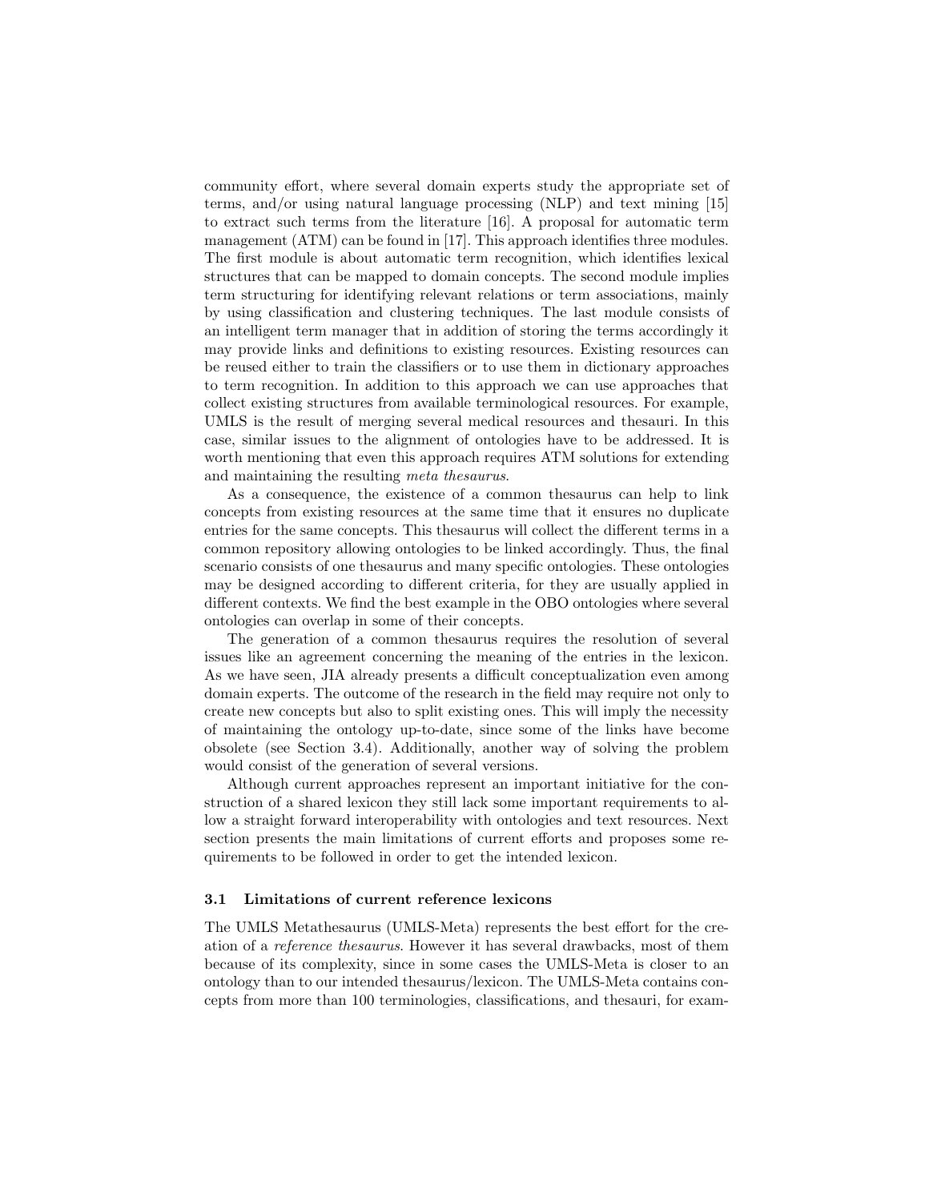community effort, where several domain experts study the appropriate set of terms, and/or using natural language processing (NLP) and text mining [15] to extract such terms from the literature [16]. A proposal for automatic term management (ATM) can be found in [17]. This approach identifies three modules. The first module is about automatic term recognition, which identifies lexical structures that can be mapped to domain concepts. The second module implies term structuring for identifying relevant relations or term associations, mainly by using classification and clustering techniques. The last module consists of an intelligent term manager that in addition of storing the terms accordingly it may provide links and definitions to existing resources. Existing resources can be reused either to train the classifiers or to use them in dictionary approaches to term recognition. In addition to this approach we can use approaches that collect existing structures from available terminological resources. For example, UMLS is the result of merging several medical resources and thesauri. In this case, similar issues to the alignment of ontologies have to be addressed. It is worth mentioning that even this approach requires ATM solutions for extending and maintaining the resulting *meta thesaurus*.

As a consequence, the existence of a common thesaurus can help to link concepts from existing resources at the same time that it ensures no duplicate entries for the same concepts. This thesaurus will collect the different terms in a common repository allowing ontologies to be linked accordingly. Thus, the final scenario consists of one thesaurus and many specific ontologies. These ontologies may be designed according to different criteria, for they are usually applied in different contexts. We find the best example in the OBO ontologies where several ontologies can overlap in some of their concepts.

The generation of a common thesaurus requires the resolution of several issues like an agreement concerning the meaning of the entries in the lexicon. As we have seen, JIA already presents a difficult conceptualization even among domain experts. The outcome of the research in the field may require not only to create new concepts but also to split existing ones. This will imply the necessity of maintaining the ontology up-to-date, since some of the links have become obsolete (see Section 3.4). Additionally, another way of solving the problem would consist of the generation of several versions.

Although current approaches represent an important initiative for the construction of a shared lexicon they still lack some important requirements to allow a straight forward interoperability with ontologies and text resources. Next section presents the main limitations of current efforts and proposes some requirements to be followed in order to get the intended lexicon.

### 3.1 Limitations of current reference lexicons

The UMLS Metathesaurus (UMLS-Meta) represents the best effort for the creation of a *reference thesaurus*. However it has several drawbacks, most of them because of its complexity, since in some cases the UMLS-Meta is closer to an ontology than to our intended thesaurus/lexicon. The UMLS-Meta contains concepts from more than 100 terminologies, classifications, and thesauri, for exam-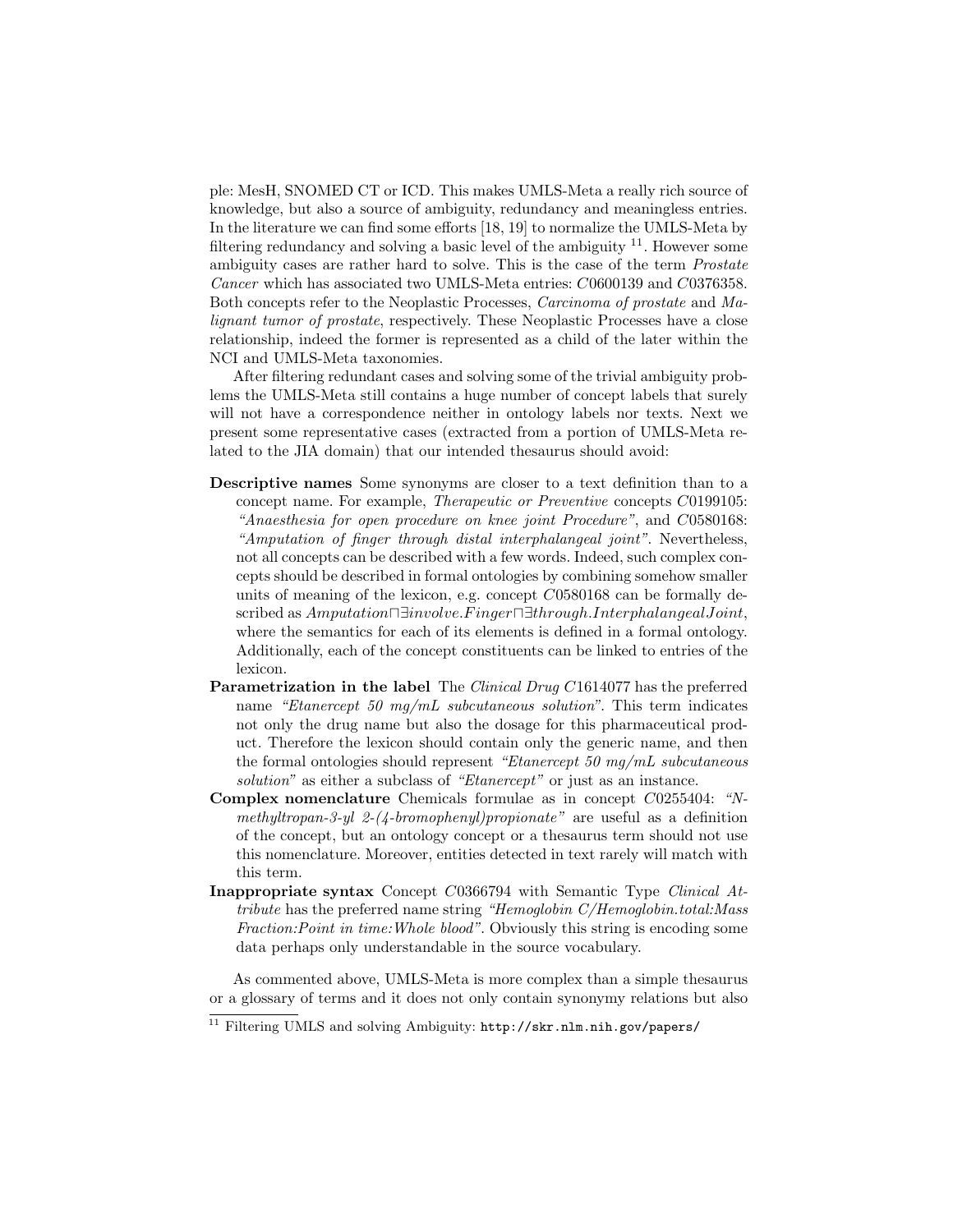ple: MesH, SNOMED CT or ICD. This makes UMLS-Meta a really rich source of knowledge, but also a source of ambiguity, redundancy and meaningless entries. In the literature we can find some efforts [18, 19] to normalize the UMLS-Meta by filtering redundancy and solving a basic level of the ambiguity [11]. However some ambiguity cases are rather hard to solve. This is the case of the term *Prostate Cancer* which has associated two UMLS-Meta entries: $C0600139$ and $C0376358$. Both concepts refer to the Neoplastic Processes, *Carcinoma of prostate* and *Malignant tumor of prostate*, respectively. These Neoplastic Processes have a close relationship, indeed the former is represented as a child of the later within the NCI and UMLS-Meta taxonomies.

After filtering redundant cases and solving some of the trivial ambiguity problems the UMLS-Meta still contains a huge number of concept labels that surely will not have a correspondence neither in ontology labels nor texts. Next we present some representative cases (extracted from a portion of UMLS-Meta related to the JIA domain) that our intended thesaurus should avoid:

- **Descriptive names** Some synonyms are closer to a text definition than to a concept name. For example, *Therapeutic or Preventive* concepts $C0199105$: *"Anaesthesia for open procedure on knee joint Procedure"*, and $C0580168$: *"Amputation of finger through distal interphalangeal joint"*. Nevertheless, not all concepts can be described with a few words. Indeed, such complex concepts should be described in formal ontologies by combining somehow smaller units of meaning of the lexicon, e.g. concept $C0580168$ can be formally described as $Amputation \sqcap \exists involve.Finger \sqcap \exists through.InterphalangealJoint$, where the semantics for each of its elements is defined in a formal ontology. Additionally, each of the concept constituents can be linked to entries of the lexicon.
- **Parametrization in the label** The *Clinical Drug* $C1614077$ has the preferred name *"Etanercept 50 mg/mL subcutaneous solution"*. This term indicates not only the drug name but also the dosage for this pharmaceutical product. Therefore the lexicon should contain only the generic name, and then the formal ontologies should represent *"Etanercept 50 mg/mL subcutaneous solution"* as either a subclass of *"Etanercept"* or just as an instance.
- **Complex nomenclature** Chemicals formulae as in concept $C0255404$: *"N-methyltropan-3-yl 2-(4-bromophenyl)propionate"* are useful as a definition of the concept, but an ontology concept or a thesaurus term should not use this nomenclature. Moreover, entities detected in text rarely will match with this term.
- **Inappropriate syntax** Concept $C0366794$ with Semantic Type *Clinical Attribute* has the preferred name string *"Hemoglobin C/Hemoglobin.total:Mass Fraction:Point in time:Whole blood"*. Obviously this string is encoding some data perhaps only understandable in the source vocabulary.

As commented above, UMLS-Meta is more complex than a simple thesaurus or a glossary of terms and it does not only contain synonymy relations but also

[11] Filtering UMLS and solving Ambiguity: `http://skr.nlm.nih.gov/papers/`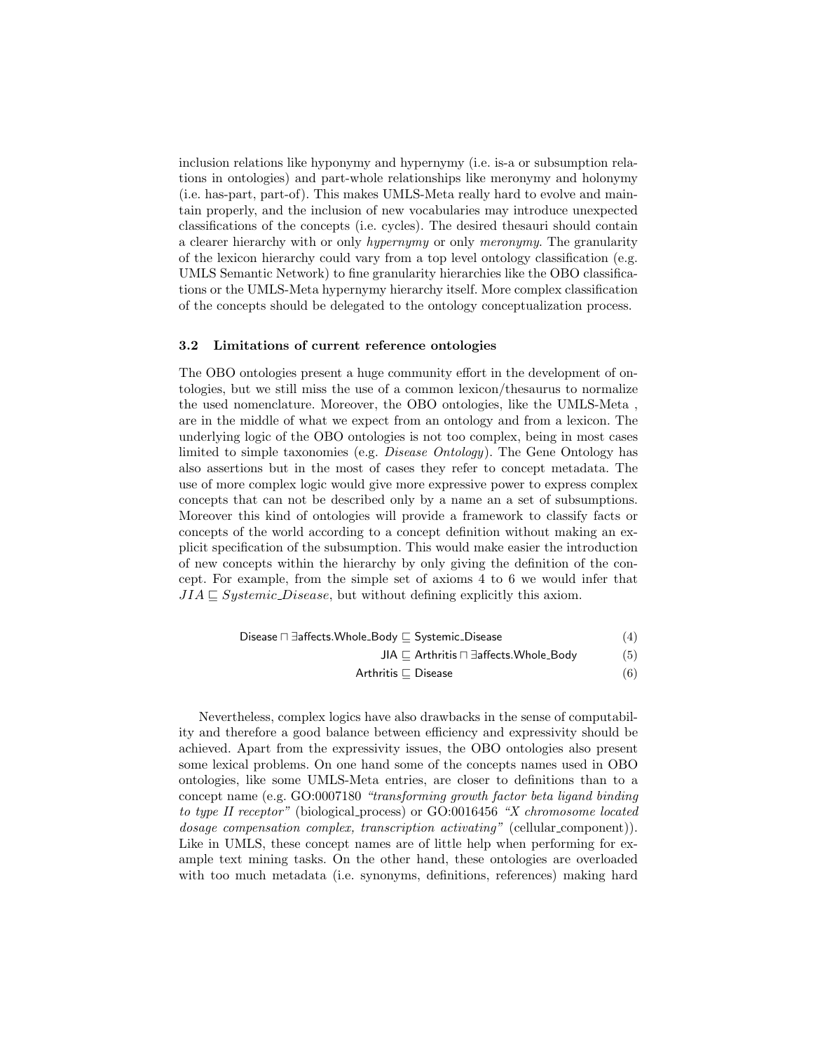inclusion relations like hyponymy and hypernymy (i.e. is-a or subsumption relations in ontologies) and part-whole relationships like meronymy and holonymy (i.e. has-part, part-of). This makes UMLS-Meta really hard to evolve and maintain properly, and the inclusion of new vocabularies may introduce unexpected classifications of the concepts (i.e. cycles). The desired thesauri should contain a clearer hierarchy with or only *hypernymy* or only *meronymy*. The granularity of the lexicon hierarchy could vary from a top level ontology classification (e.g. UMLS Semantic Network) to fine granularity hierarchies like the OBO classifications or the UMLS-Meta hypernymy hierarchy itself. More complex classification of the concepts should be delegated to the ontology conceptualization process.

### 3.2 Limitations of current reference ontologies

The OBO ontologies present a huge community effort in the development of ontologies, but we still miss the use of a common lexicon/thesaurus to normalize the used nomenclature. Moreover, the OBO ontologies, like the UMLS-Meta , are in the middle of what we expect from an ontology and from a lexicon. The underlying logic of the OBO ontologies is not too complex, being in most cases limited to simple taxonomies (e.g. *Disease Ontology*). The Gene Ontology has also assertions but in the most of cases they refer to concept metadata. The use of more complex logic would give more expressive power to express complex concepts that can not be described only by a name an a set of subsumptions. Moreover this kind of ontologies will provide a framework to classify facts or concepts of the world according to a concept definition without making an explicit specification of the subsumption. This would make easier the introduction of new concepts within the hierarchy by only giving the definition of the concept. For example, from the simple set of axioms 4 to 6 we would infer that $JIA \sqsubseteq Systemic\_Disease$, but without defining explicitly this axiom.

$$\mathsf{Disease} \sqcap \exists \mathsf{affects.Whole\_Body} \sqsubseteq \mathsf{Systemic\_Disease} \tag{4}$$

$$\mathsf{JIA} \sqsubseteq \mathsf{Arthritis} \sqcap \exists \mathsf{affects.Whole\_Body} \tag{5}$$

$$\mathsf{Arthritis} \sqsubseteq \mathsf{Disease} \tag{6}$$

Nevertheless, complex logics have also drawbacks in the sense of computability and therefore a good balance between efficiency and expressivity should be achieved. Apart from the expressivity issues, the OBO ontologies also present some lexical problems. On one hand some of the concepts names used in OBO ontologies, like some UMLS-Meta entries, are closer to definitions than to a concept name (e.g. GO:0007180 *"transforming growth factor beta ligand binding to type II receptor"* (biological_process) or GO:0016456 *"X chromosome located dosage compensation complex, transcription activating"* (cellular_component)). Like in UMLS, these concept names are of little help when performing for example text mining tasks. On the other hand, these ontologies are overloaded with too much metadata (i.e. synonyms, definitions, references) making hard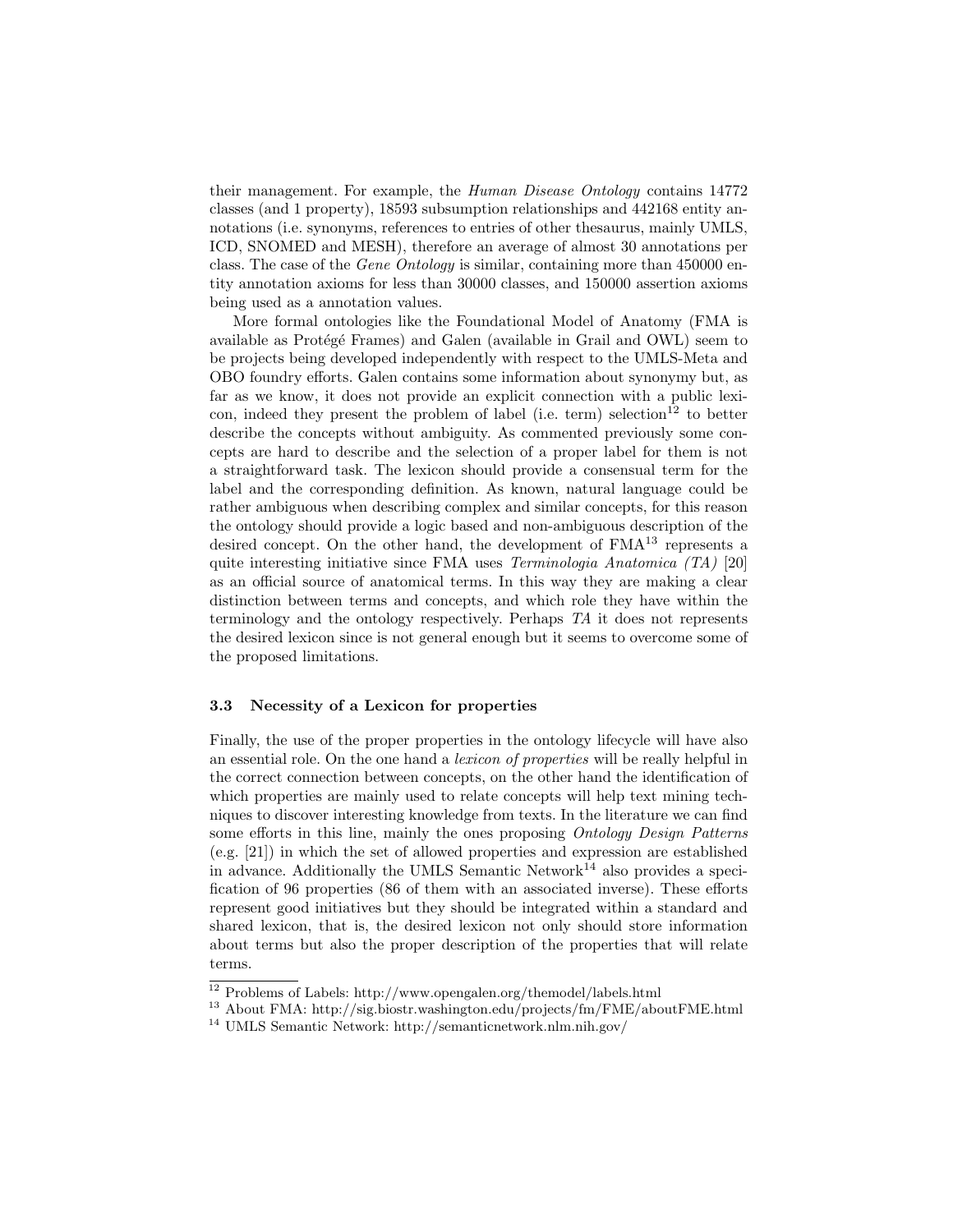their management. For example, the *Human Disease Ontology* contains 14772 classes (and 1 property), 18593 subsumption relationships and 442168 entity annotations (i.e. synonyms, references to entries of other thesaurus, mainly UMLS, ICD, SNOMED and MESH), therefore an average of almost 30 annotations per class. The case of the *Gene Ontology* is similar, containing more than 450000 entity annotation axioms for less than 30000 classes, and 150000 assertion axioms being used as a annotation values.

More formal ontologies like the Foundational Model of Anatomy (FMA is available as Protégé Frames) and Galen (available in Grail and OWL) seem to be projects being developed independently with respect to the UMLS-Meta and OBO foundry efforts. Galen contains some information about synonymy but, as far as we know, it does not provide an explicit connection with a public lexicon, indeed they present the problem of label (i.e. term) selection[12] to better describe the concepts without ambiguity. As commented previously some concepts are hard to describe and the selection of a proper label for them is not a straightforward task. The lexicon should provide a consensual term for the label and the corresponding definition. As known, natural language could be rather ambiguous when describing complex and similar concepts, for this reason the ontology should provide a logic based and non-ambiguous description of the desired concept. On the other hand, the development of FMA[13] represents a quite interesting initiative since FMA uses *Terminologia Anatomica (TA)* [20] as an official source of anatomical terms. In this way they are making a clear distinction between terms and concepts, and which role they have within the terminology and the ontology respectively. Perhaps *TA* it does not represents the desired lexicon since is not general enough but it seems to overcome some of the proposed limitations.

### 3.3 Necessity of a Lexicon for properties

Finally, the use of the proper properties in the ontology lifecycle will have also an essential role. On the one hand a *lexicon of properties* will be really helpful in the correct connection between concepts, on the other hand the identification of which properties are mainly used to relate concepts will help text mining techniques to discover interesting knowledge from texts. In the literature we can find some efforts in this line, mainly the ones proposing *Ontology Design Patterns* (e.g. [21]) in which the set of allowed properties and expression are established in advance. Additionally the UMLS Semantic Network[14] also provides a specification of 96 properties (86 of them with an associated inverse). These efforts represent good initiatives but they should be integrated within a standard and shared lexicon, that is, the desired lexicon not only should store information about terms but also the proper description of the properties that will relate terms.

[12] Problems of Labels: http://www.opengalen.org/themodel/labels.html

[13] About FMA: http://sig.biostr.washington.edu/projects/fm/FME/aboutFME.html

[14] UMLS Semantic Network: http://semanticnetwork.nlm.nih.gov/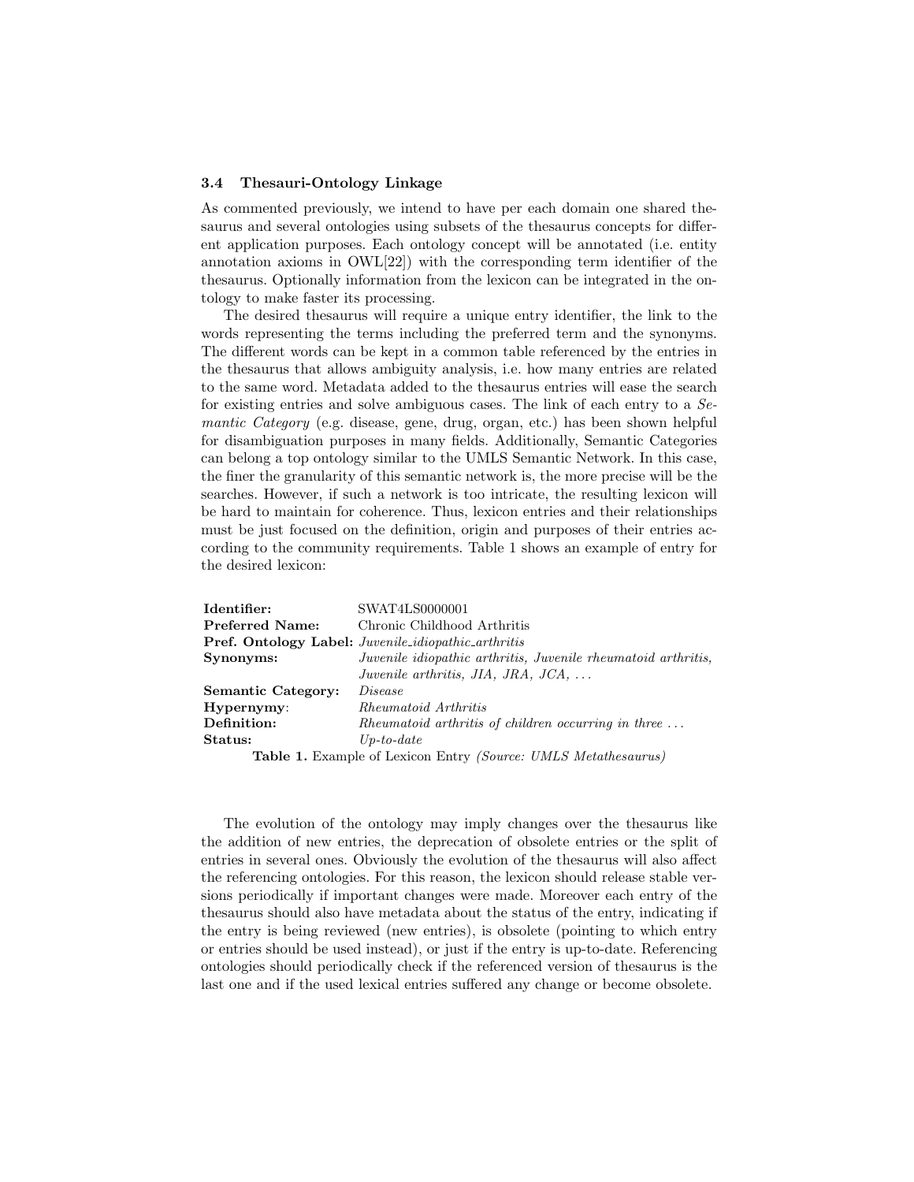### 3.4 Thesauri-Ontology Linkage

As commented previously, we intend to have per each domain one shared thesaurus and several ontologies using subsets of the thesaurus concepts for different application purposes. Each ontology concept will be annotated (i.e. entity annotation axioms in OWL[22]) with the corresponding term identifier of the thesaurus. Optionally information from the lexicon can be integrated in the ontology to make faster its processing.

The desired thesaurus will require a unique entry identifier, the link to the words representing the terms including the preferred term and the synonyms. The different words can be kept in a common table referenced by the entries in the thesaurus that allows ambiguity analysis, i.e. how many entries are related to the same word. Metadata added to the thesaurus entries will ease the search for existing entries and solve ambiguous cases. The link of each entry to a *Semantic Category* (e.g. disease, gene, drug, organ, etc.) has been shown helpful for disambiguation purposes in many fields. Additionally, Semantic Categories can belong a top ontology similar to the UMLS Semantic Network. In this case, the finer the granularity of this semantic network is, the more precise will be the searches. However, if such a network is too intricate, the resulting lexicon will be hard to maintain for coherence. Thus, lexicon entries and their relationships must be just focused on the definition, origin and purposes of their entries according to the community requirements. Table 1 shows an example of entry for the desired lexicon:

| | |
|---|---|
| **Identifier:** | SWAT4LS0000001 |
| **Preferred Name:** | Chronic Childhood Arthritis |
| **Pref. Ontology Label:** | *Juvenile_idiopathic_arthritis* |
| **Synonyms:** | *Juvenile idiopathic arthritis, Juvenile rheumatoid arthritis, Juvenile arthritis, JIA, JRA, JCA, ...* |
| **Semantic Category:** | *Disease* |
| **Hypernymy:** | *Rheumatoid Arthritis* |
| **Definition:** | *Rheumatoid arthritis of children occurring in three ...* |
| **Status:** | *Up-to-date* |

**Table 1.** Example of Lexicon Entry *(Source: UMLS Metathesaurus)*

The evolution of the ontology may imply changes over the thesaurus like the addition of new entries, the deprecation of obsolete entries or the split of entries in several ones. Obviously the evolution of the thesaurus will also affect the referencing ontologies. For this reason, the lexicon should release stable versions periodically if important changes were made. Moreover each entry of the thesaurus should also have metadata about the status of the entry, indicating if the entry is being reviewed (new entries), is obsolete (pointing to which entry or entries should be used instead), or just if the entry is up-to-date. Referencing ontologies should periodically check if the referenced version of thesaurus is the last one and if the used lexical entries suffered any change or become obsolete.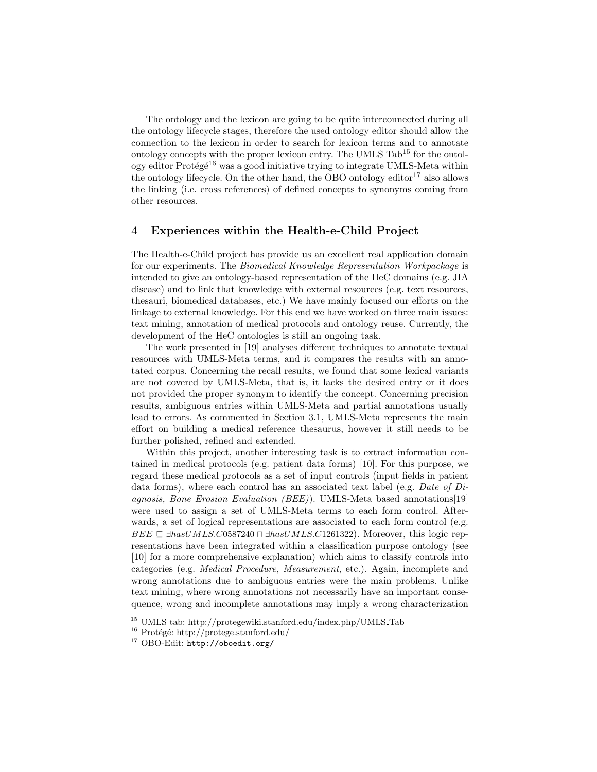The ontology and the lexicon are going to be quite interconnected during all the ontology lifecycle stages, therefore the used ontology editor should allow the connection to the lexicon in order to search for lexicon terms and to annotate ontology concepts with the proper lexicon entry. The UMLS Tab[15] for the ontology editor Protégé[16] was a good initiative trying to integrate UMLS-Meta within the ontology lifecycle. On the other hand, the OBO ontology editor[17] also allows the linking (i.e. cross references) of defined concepts to synonyms coming from other resources.

## 4 Experiences within the Health-e-Child Project

The Health-e-Child project has provide us an excellent real application domain for our experiments. The *Biomedical Knowledge Representation Workpackage* is intended to give an ontology-based representation of the HeC domains (e.g. JIA disease) and to link that knowledge with external resources (e.g. text resources, thesauri, biomedical databases, etc.) We have mainly focused our efforts on the linkage to external knowledge. For this end we have worked on three main issues: text mining, annotation of medical protocols and ontology reuse. Currently, the development of the HeC ontologies is still an ongoing task.

The work presented in [19] analyses different techniques to annotate textual resources with UMLS-Meta terms, and it compares the results with an annotated corpus. Concerning the recall results, we found that some lexical variants are not covered by UMLS-Meta, that is, it lacks the desired entry or it does not provided the proper synonym to identify the concept. Concerning precision results, ambiguous entries within UMLS-Meta and partial annotations usually lead to errors. As commented in Section 3.1, UMLS-Meta represents the main effort on building a medical reference thesaurus, however it still needs to be further polished, refined and extended.

Within this project, another interesting task is to extract information contained in medical protocols (e.g. patient data forms) [10]. For this purpose, we regard these medical protocols as a set of input controls (input fields in patient data forms), where each control has an associated text label (e.g. *Date of Diagnosis, Bone Erosion Evaluation (BEE)*). UMLS-Meta based annotations[19] were used to assign a set of UMLS-Meta terms to each form control. Afterwards, a set of logical representations are associated to each form control (e.g. $BEE \sqsubseteq \exists hasUMLS.C0587240 \sqcap \exists hasUMLS.C1261322$). Moreover, this logic representations have been integrated within a classification purpose ontology (see [10] for a more comprehensive explanation) which aims to classify controls into categories (e.g. *Medical Procedure*, *Measurement*, etc.). Again, incomplete and wrong annotations due to ambiguous entries were the main problems. Unlike text mining, where wrong annotations not necessarily have an important consequence, wrong and incomplete annotations may imply a wrong characterization

[15] UMLS tab: http://protegewiki.stanford.edu/index.php/UMLS_Tab

[16] Protégé: http://protege.stanford.edu/

[17] OBO-Edit: http://oboedit.org/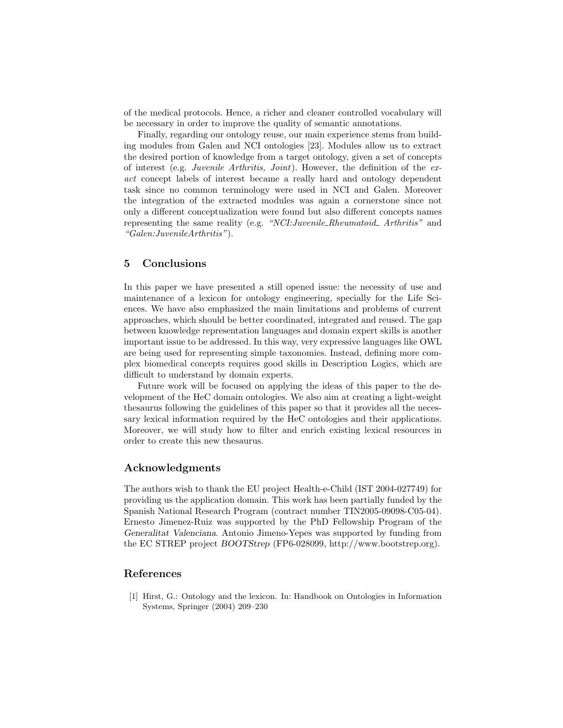of the medical protocols. Hence, a richer and cleaner controlled vocabulary will be necessary in order to improve the quality of semantic annotations.

Finally, regarding our ontology reuse, our main experience stems from building modules from Galen and NCI ontologies [23]. Modules allow us to extract the desired portion of knowledge from a target ontology, given a set of concepts of interest (e.g. *Juvenile Arthritis, Joint*). However, the definition of the *exact* concept labels of interest became a really hard and ontology dependent task since no common terminology were used in NCI and Galen. Moreover the integration of the extracted modules was again a cornerstone since not only a different conceptualization were found but also different concepts names representing the same reality (e.g. *"NCI:Juvenile_Rheumatoid_ Arthritis"* and *"Galen:JuvenileArthritis"*).

## 5 Conclusions

In this paper we have presented a still opened issue: the necessity of use and maintenance of a lexicon for ontology engineering, specially for the Life Sciences. We have also emphasized the main limitations and problems of current approaches, which should be better coordinated, integrated and reused. The gap between knowledge representation languages and domain expert skills is another important issue to be addressed. In this way, very expressive languages like OWL are being used for representing simple taxonomies. Instead, defining more complex biomedical concepts requires good skills in Description Logics, which are difficult to understand by domain experts.

Future work will be focused on applying the ideas of this paper to the development of the HeC domain ontologies. We also aim at creating a light-weight thesaurus following the guidelines of this paper so that it provides all the necessary lexical information required by the HeC ontologies and their applications. Moreover, we will study how to filter and enrich existing lexical resources in order to create this new thesaurus.

## Acknowledgments

The authors wish to thank the EU project Health-e-Child (IST 2004-027749) for providing us the application domain. This work has been partially funded by the Spanish National Research Program (contract number TIN2005-09098-C05-04). Ernesto Jimenez-Ruiz was supported by the PhD Fellowship Program of the *Generalitat Valenciana*. Antonio Jimeno-Yepes was supported by funding from the EC STREP project *BOOTStrep* (FP6-028099, http://www.bootstrep.org).

## References

[1] Hirst, G.: Ontology and the lexicon. In: Handbook on Ontologies in Information Systems, Springer (2004) 209–230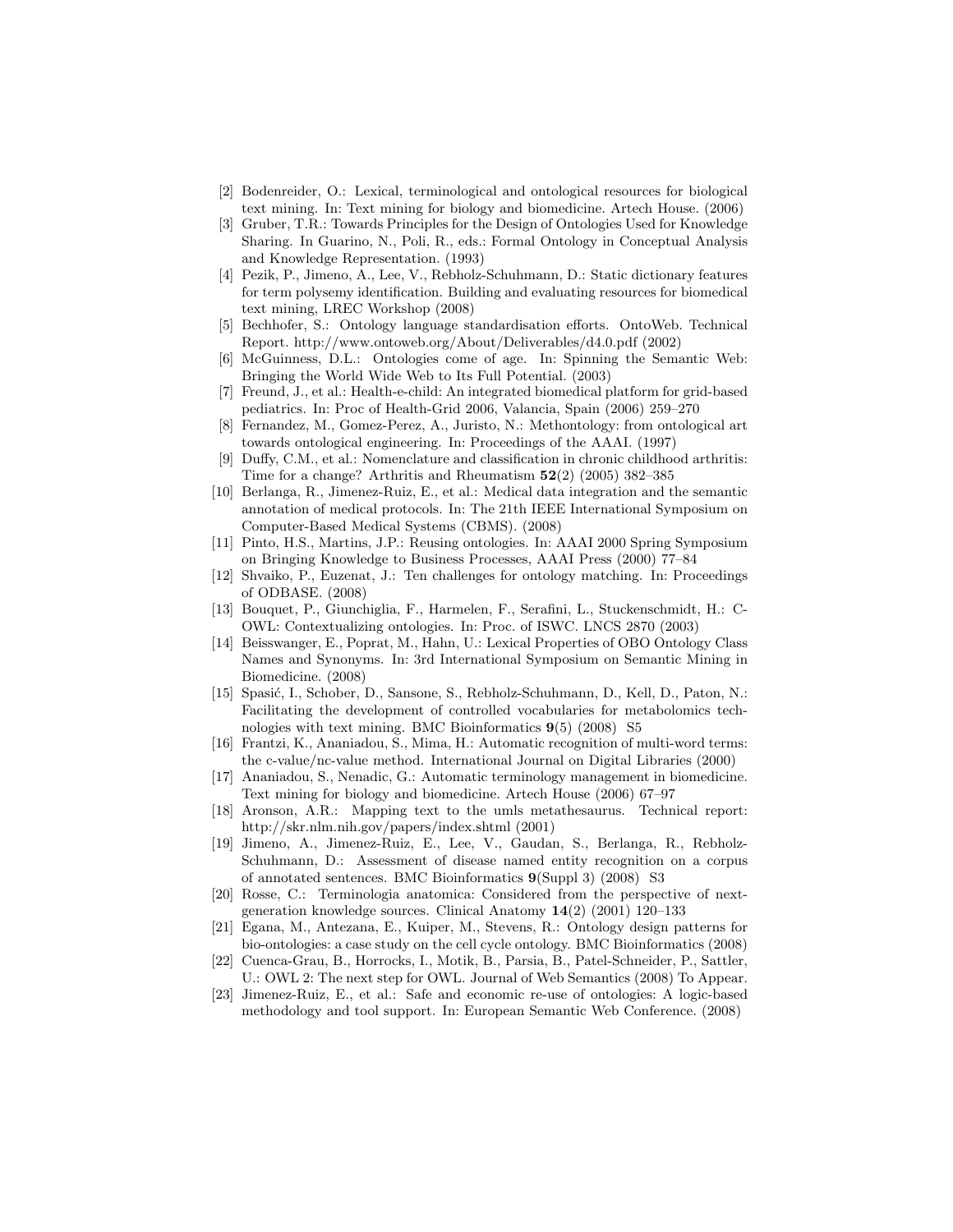[2] Bodenreider, O.: Lexical, terminological and ontological resources for biological text mining. In: Text mining for biology and biomedicine. Artech House. (2006)

[3] Gruber, T.R.: Towards Principles for the Design of Ontologies Used for Knowledge Sharing. In Guarino, N., Poli, R., eds.: Formal Ontology in Conceptual Analysis and Knowledge Representation. (1993)

[4] Pezik, P., Jimeno, A., Lee, V., Rebholz-Schuhmann, D.: Static dictionary features for term polysemy identification. Building and evaluating resources for biomedical text mining, LREC Workshop (2008)

[5] Bechhofer, S.: Ontology language standardisation efforts. OntoWeb. Technical Report. http://www.ontoweb.org/About/Deliverables/d4.0.pdf (2002)

[6] McGuinness, D.L.: Ontologies come of age. In: Spinning the Semantic Web: Bringing the World Wide Web to Its Full Potential. (2003)

[7] Freund, J., et al.: Health-e-child: An integrated biomedical platform for grid-based pediatrics. In: Proc of Health-Grid 2006, Valancia, Spain (2006) 259–270

[8] Fernandez, M., Gomez-Perez, A., Juristo, N.: Methontology: from ontological art towards ontological engineering. In: Proceedings of the AAAI. (1997)

[9] Duffy, C.M., et al.: Nomenclature and classification in chronic childhood arthritis: Time for a change? Arthritis and Rheumatism **52**(2) (2005) 382–385

[10] Berlanga, R., Jimenez-Ruiz, E., et al.: Medical data integration and the semantic annotation of medical protocols. In: The 21th IEEE International Symposium on Computer-Based Medical Systems (CBMS). (2008)

[11] Pinto, H.S., Martins, J.P.: Reusing ontologies. In: AAAI 2000 Spring Symposium on Bringing Knowledge to Business Processes, AAAI Press (2000) 77–84

[12] Shvaiko, P., Euzenat, J.: Ten challenges for ontology matching. In: Proceedings of ODBASE. (2008)

[13] Bouquet, P., Giunchiglia, F., Harmelen, F., Serafini, L., Stuckenschmidt, H.: C-OWL: Contextualizing ontologies. In: Proc. of ISWC. LNCS 2870 (2003)

[14] Beisswanger, E., Poprat, M., Hahn, U.: Lexical Properties of OBO Ontology Class Names and Synonyms. In: 3rd International Symposium on Semantic Mining in Biomedicine. (2008)

[15] Spasić, I., Schober, D., Sansone, S., Rebholz-Schuhmann, D., Kell, D., Paton, N.: Facilitating the development of controlled vocabularies for metabolomics technologies with text mining. BMC Bioinformatics **9**(5) (2008) S5

[16] Frantzi, K., Ananiadou, S., Mima, H.: Automatic recognition of multi-word terms: the c-value/nc-value method. International Journal on Digital Libraries (2000)

[17] Ananiadou, S., Nenadic, G.: Automatic terminology management in biomedicine. Text mining for biology and biomedicine. Artech House (2006) 67–97

[18] Aronson, A.R.: Mapping text to the umls metathesaurus. Technical report: http://skr.nlm.nih.gov/papers/index.shtml (2001)

[19] Jimeno, A., Jimenez-Ruiz, E., Lee, V., Gaudan, S., Berlanga, R., Rebholz-Schuhmann, D.: Assessment of disease named entity recognition on a corpus of annotated sentences. BMC Bioinformatics **9**(Suppl 3) (2008) S3

[20] Rosse, C.: Terminologia anatomica: Considered from the perspective of next-generation knowledge sources. Clinical Anatomy **14**(2) (2001) 120–133

[21] Egana, M., Antezana, E., Kuiper, M., Stevens, R.: Ontology design patterns for bio-ontologies: a case study on the cell cycle ontology. BMC Bioinformatics (2008)

[22] Cuenca-Grau, B., Horrocks, I., Motik, B., Parsia, B., Patel-Schneider, P., Sattler, U.: OWL 2: The next step for OWL. Journal of Web Semantics (2008) To Appear.

[23] Jimenez-Ruiz, E., et al.: Safe and economic re-use of ontologies: A logic-based methodology and tool support. In: European Semantic Web Conference. (2008)